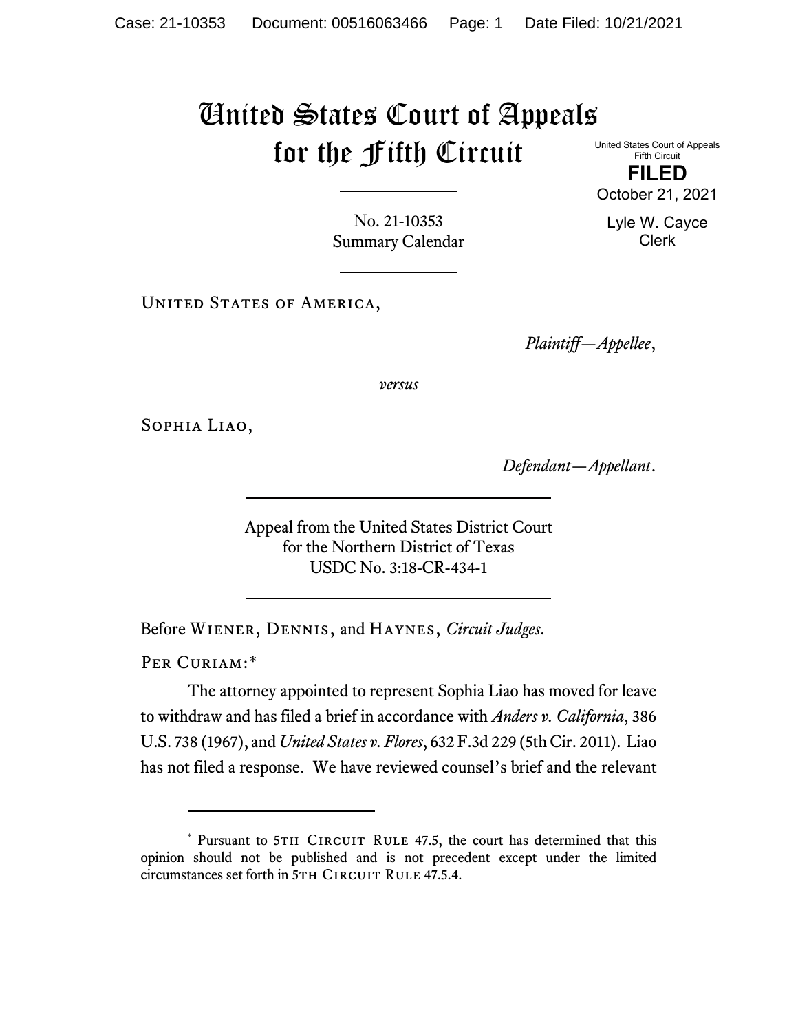# United States Court of Appeals for the Fifth Circuit

United States Court of Appeals
Fifth Circuit

**FILED**

October 21, 2021

Lyle W. Cayce
Clerk

No. 21-10353
Summary Calendar

United States of America,

*Plaintiff—Appellee*,

*versus*

Sophia Liao,

*Defendant—Appellant*.

Appeal from the United States District Court
for the Northern District of Texas
USDC No. 3:18-CR-434-1

Before Wiener, Dennis, and Haynes, *Circuit Judges*.

Per Curiam:*

The attorney appointed to represent Sophia Liao has moved for leave to withdraw and has filed a brief in accordance with *Anders v. California*, 386 U.S. 738 (1967), and *United States v. Flores*, 632 F.3d 229 (5th Cir. 2011). Liao has not filed a response. We have reviewed counsel's brief and the relevant

---

* Pursuant to 5th Circuit Rule 47.5, the court has determined that this opinion should not be published and is not precedent except under the limited circumstances set forth in 5th Circuit Rule 47.5.4.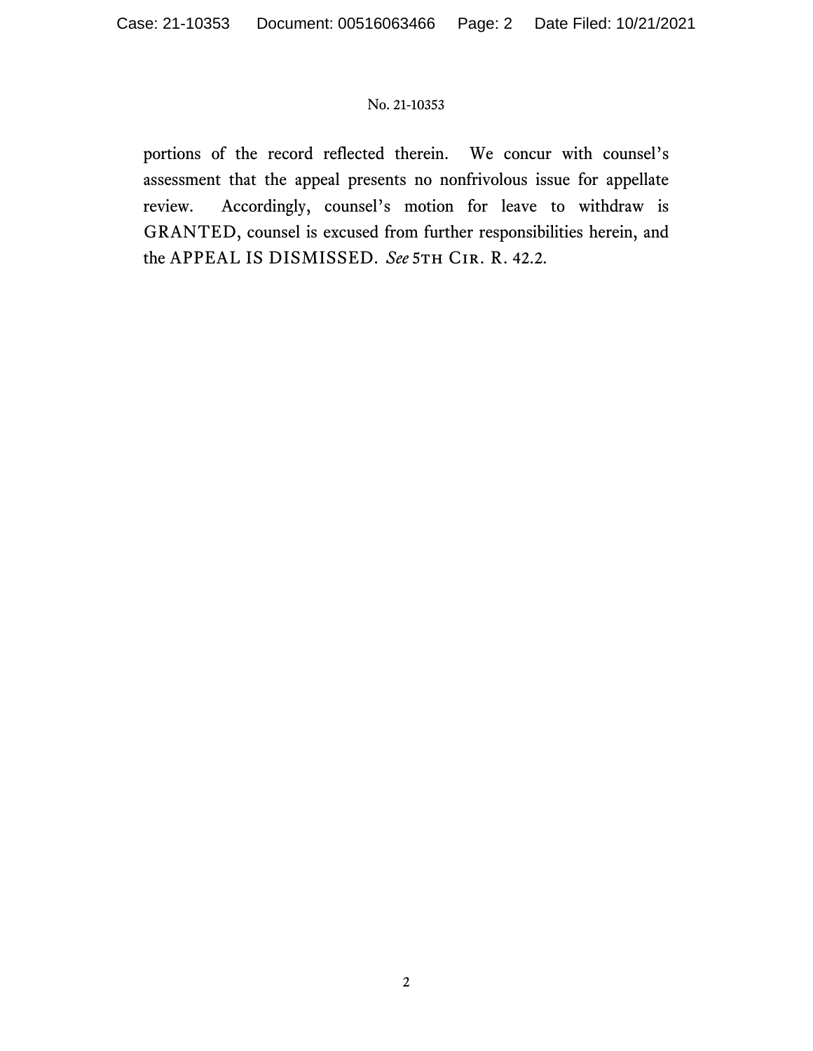portions of the record reflected therein. We concur with counsel's assessment that the appeal presents no nonfrivolous issue for appellate review. Accordingly, counsel's motion for leave to withdraw is GRANTED, counsel is excused from further responsibilities herein, and the APPEAL IS DISMISSED. *See* 5th Cir. R. 42.2.